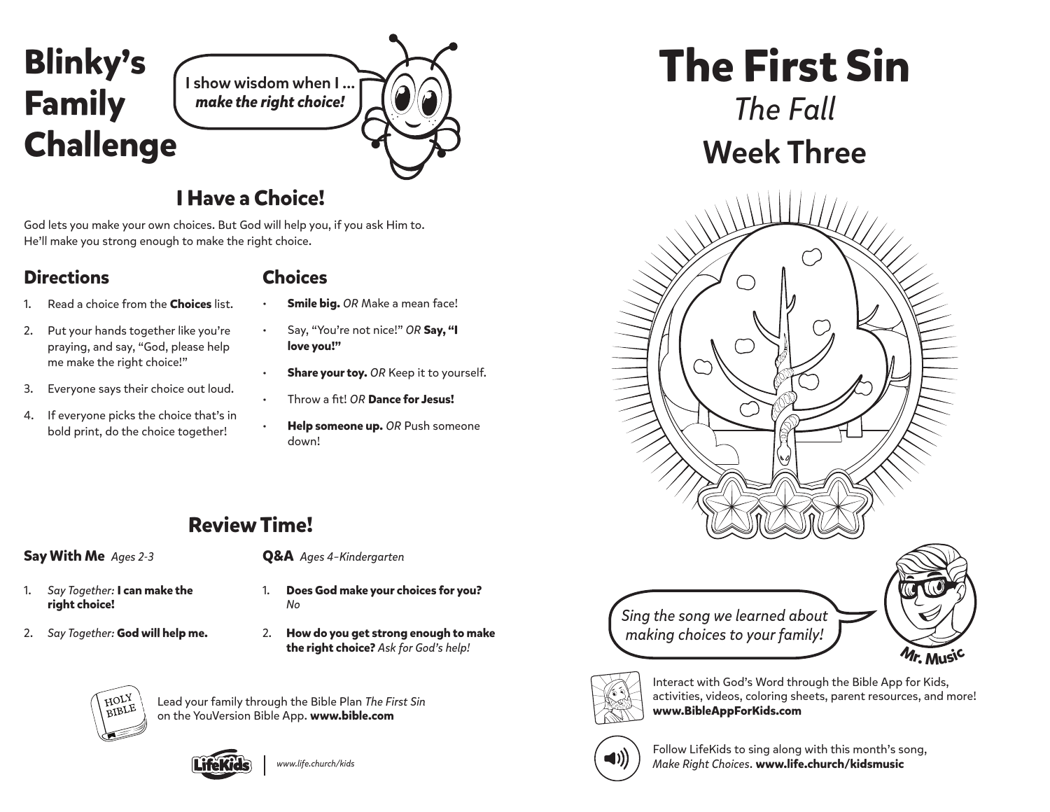# Blinky's Family Challenge

I show wisdom when I ... *make the right choice!*

## I Have a Choice!

God lets you make your own choices. But God will help you, if you ask Him to. He'll make you strong enough to make the right choice.

### Directions

1. Read a choice from the **Choices** list.
2. Put your hands together like you're praying, and say, "God, please help me make the right choice!"
3. Everyone says their choice out loud.
4. If everyone picks the choice that's in bold print, do the choice together!

### Choices

- **Smile big.** *OR* Make a mean face!
- Say, "You're not nice!" *OR* **Say, "I love you!"**
- **Share your toy.** *OR* Keep it to yourself.
- Throw a fit! *OR* **Dance for Jesus!**
- **Help someone up.** *OR* Push someone down!

## Review Time!

### Say With Me *Ages 2-3*

1. *Say Together:* **I can make the right choice!**
2. *Say Together:* **God will help me.**

### Q&A *Ages 4-Kindergarten*

1. **Does God make your choices for you?** *No*
2. **How do you get strong enough to make the right choice?** *Ask for God's help!*

Lead your family through the Bible Plan *The First Sin* on the YouVersion Bible App. **www.bible.com**

www.life.church/kids

# The First Sin

## *The Fall*

## Week Three

*Sing the song we learned about making choices to your family!*

Mr. Music

Interact with God's Word through the Bible App for Kids, activities, videos, coloring sheets, parent resources, and more! **www.BibleAppForKids.com**

Follow LifeKids to sing along with this month's song, *Make Right Choices*. **www.life.church/kidsmusic**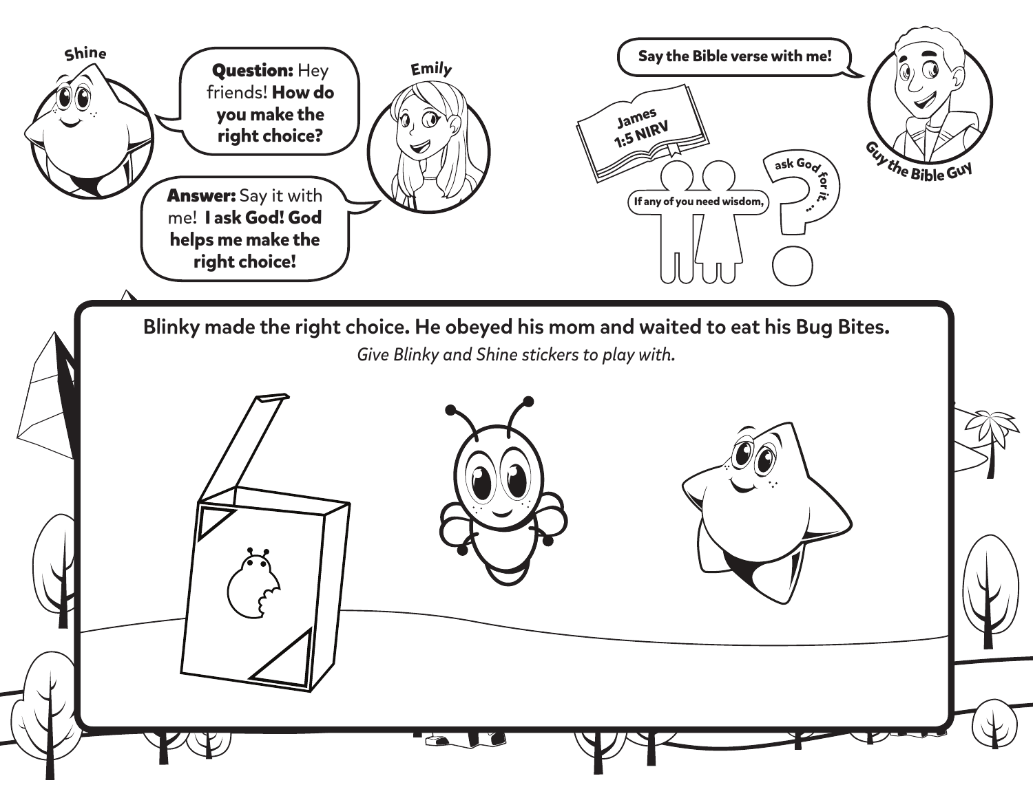Shine

**Question:** Hey friends! **How do you make the right choice?**

Emily

**Answer:** Say it with me! **I ask God! God helps me make the right choice!**

Say the Bible verse with me!

Guy the Bible Guy

James 1:5 NIRV

If any of you need wisdom,

ask God for it...

**Blinky made the right choice. He obeyed his mom and waited to eat his Bug Bites.**

*Give Blinky and Shine stickers to play with.*